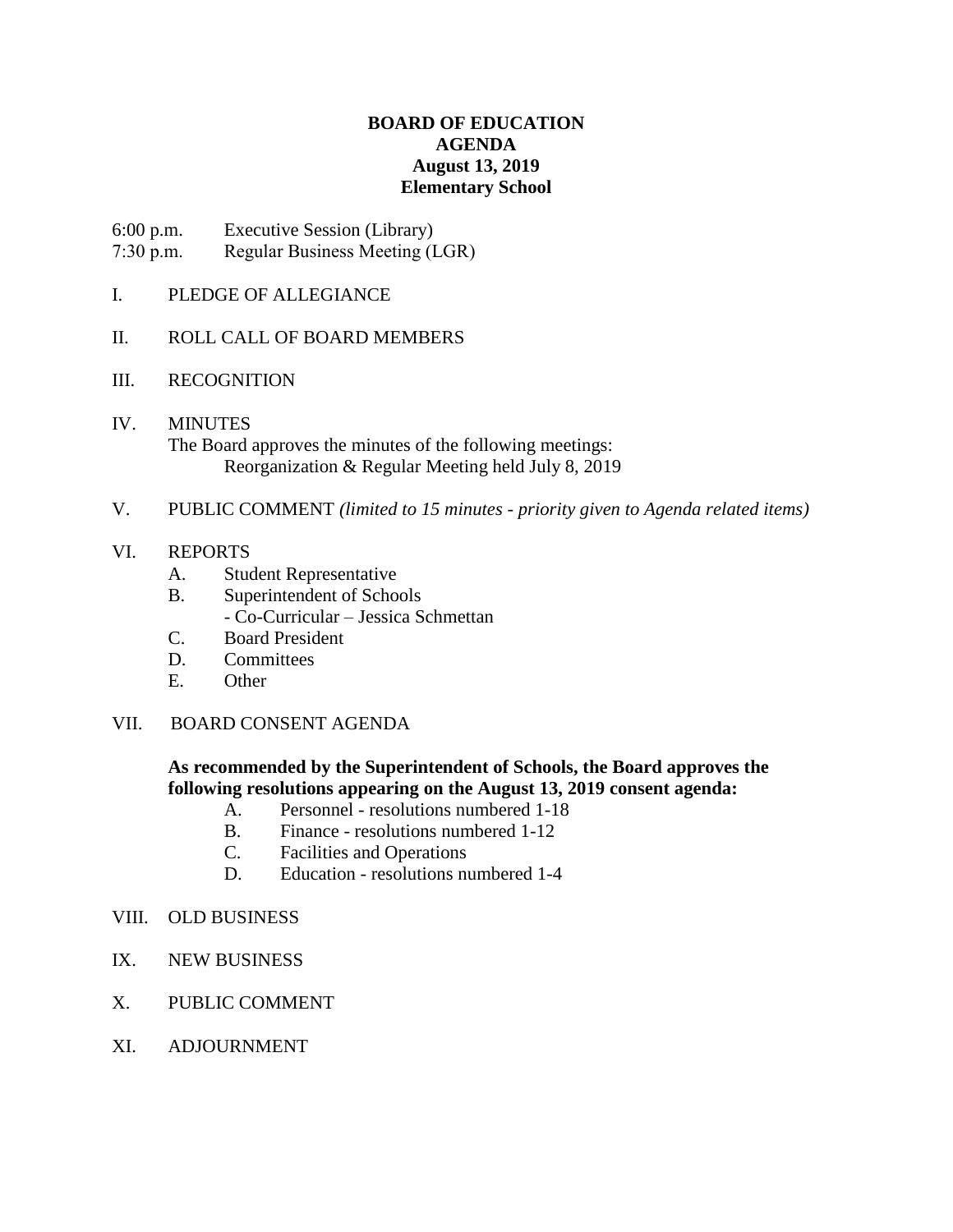**BOARD OF EDUCATION**
**AGENDA**
**August 13, 2019**
**Elementary School**

6:00 p.m. Executive Session (Library)
7:30 p.m. Regular Business Meeting (LGR)

I. PLEDGE OF ALLEGIANCE

II. ROLL CALL OF BOARD MEMBERS

III. RECOGNITION

IV. MINUTES
The Board approves the minutes of the following meetings:
Reorganization & Regular Meeting held July 8, 2019

V. PUBLIC COMMENT *(limited to 15 minutes - priority given to Agenda related items)*

VI. REPORTS
- A. Student Representative
- B. Superintendent of Schools
  - Co-Curricular – Jessica Schmettan
- C. Board President
- D. Committees
- E. Other

VII. BOARD CONSENT AGENDA

**As recommended by the Superintendent of Schools, the Board approves the following resolutions appearing on the August 13, 2019 consent agenda:**
- A. Personnel - resolutions numbered 1-18
- B. Finance - resolutions numbered 1-12
- C. Facilities and Operations
- D. Education - resolutions numbered 1-4

VIII. OLD BUSINESS

IX. NEW BUSINESS

X. PUBLIC COMMENT

XI. ADJOURNMENT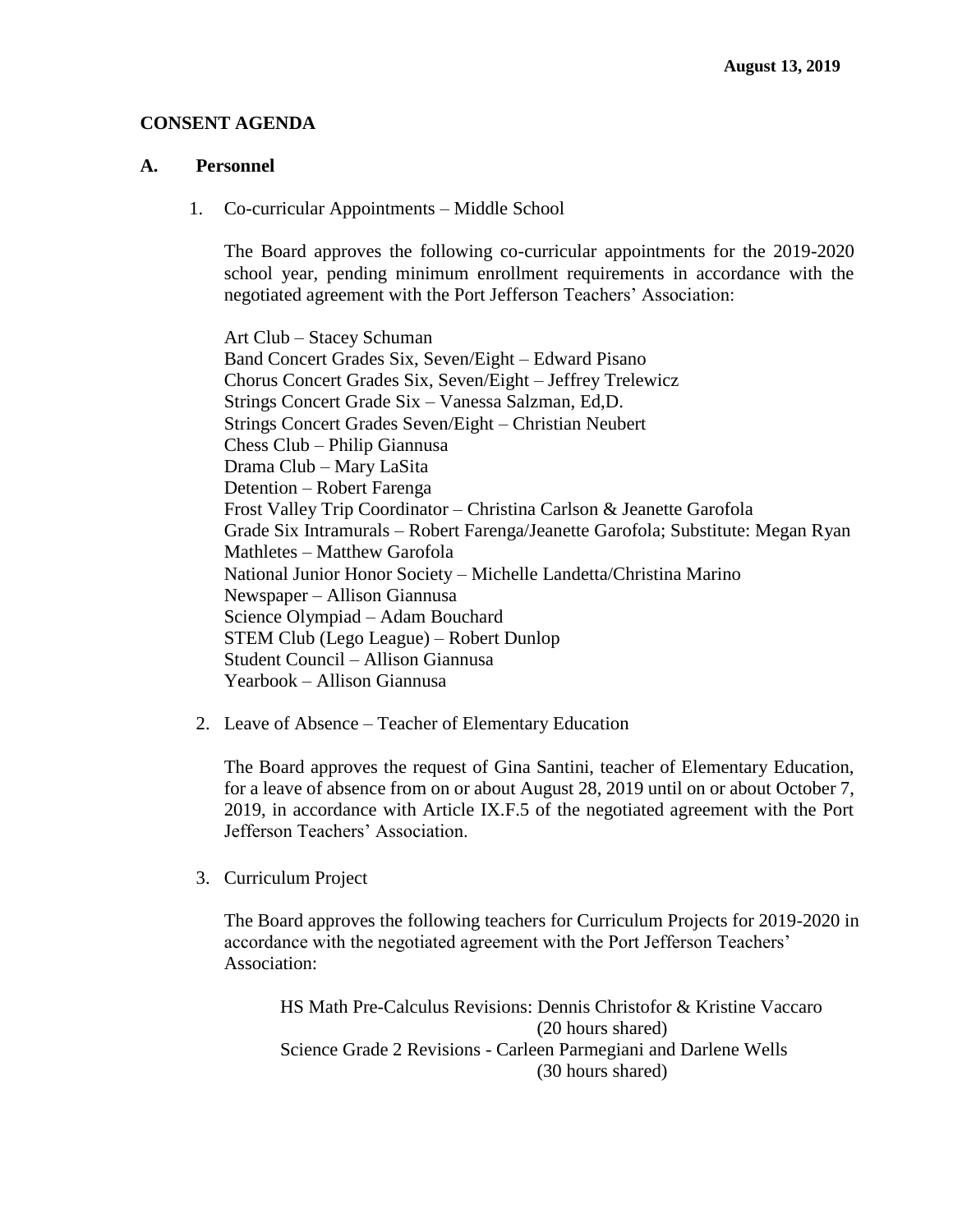**August 13, 2019**

## CONSENT AGENDA

### A. Personnel

1. Co-curricular Appointments – Middle School

   The Board approves the following co-curricular appointments for the 2019-2020 school year, pending minimum enrollment requirements in accordance with the negotiated agreement with the Port Jefferson Teachers' Association:

   Art Club – Stacey Schuman
   Band Concert Grades Six, Seven/Eight – Edward Pisano
   Chorus Concert Grades Six, Seven/Eight – Jeffrey Trelewicz
   Strings Concert Grade Six – Vanessa Salzman, Ed,D.
   Strings Concert Grades Seven/Eight – Christian Neubert
   Chess Club – Philip Giannusa
   Drama Club – Mary LaSita
   Detention – Robert Farenga
   Frost Valley Trip Coordinator – Christina Carlson & Jeanette Garofola
   Grade Six Intramurals – Robert Farenga/Jeanette Garofola; Substitute: Megan Ryan
   Mathletes – Matthew Garofola
   National Junior Honor Society – Michelle Landetta/Christina Marino
   Newspaper – Allison Giannusa
   Science Olympiad – Adam Bouchard
   STEM Club (Lego League) – Robert Dunlop
   Student Council – Allison Giannusa
   Yearbook – Allison Giannusa

2. Leave of Absence – Teacher of Elementary Education

   The Board approves the request of Gina Santini, teacher of Elementary Education, for a leave of absence from on or about August 28, 2019 until on or about October 7, 2019, in accordance with Article IX.F.5 of the negotiated agreement with the Port Jefferson Teachers' Association.

3. Curriculum Project

   The Board approves the following teachers for Curriculum Projects for 2019-2020 in accordance with the negotiated agreement with the Port Jefferson Teachers' Association:

   HS Math Pre-Calculus Revisions: Dennis Christofor & Kristine Vaccaro (20 hours shared)
   Science Grade 2 Revisions - Carleen Parmegiani and Darlene Wells (30 hours shared)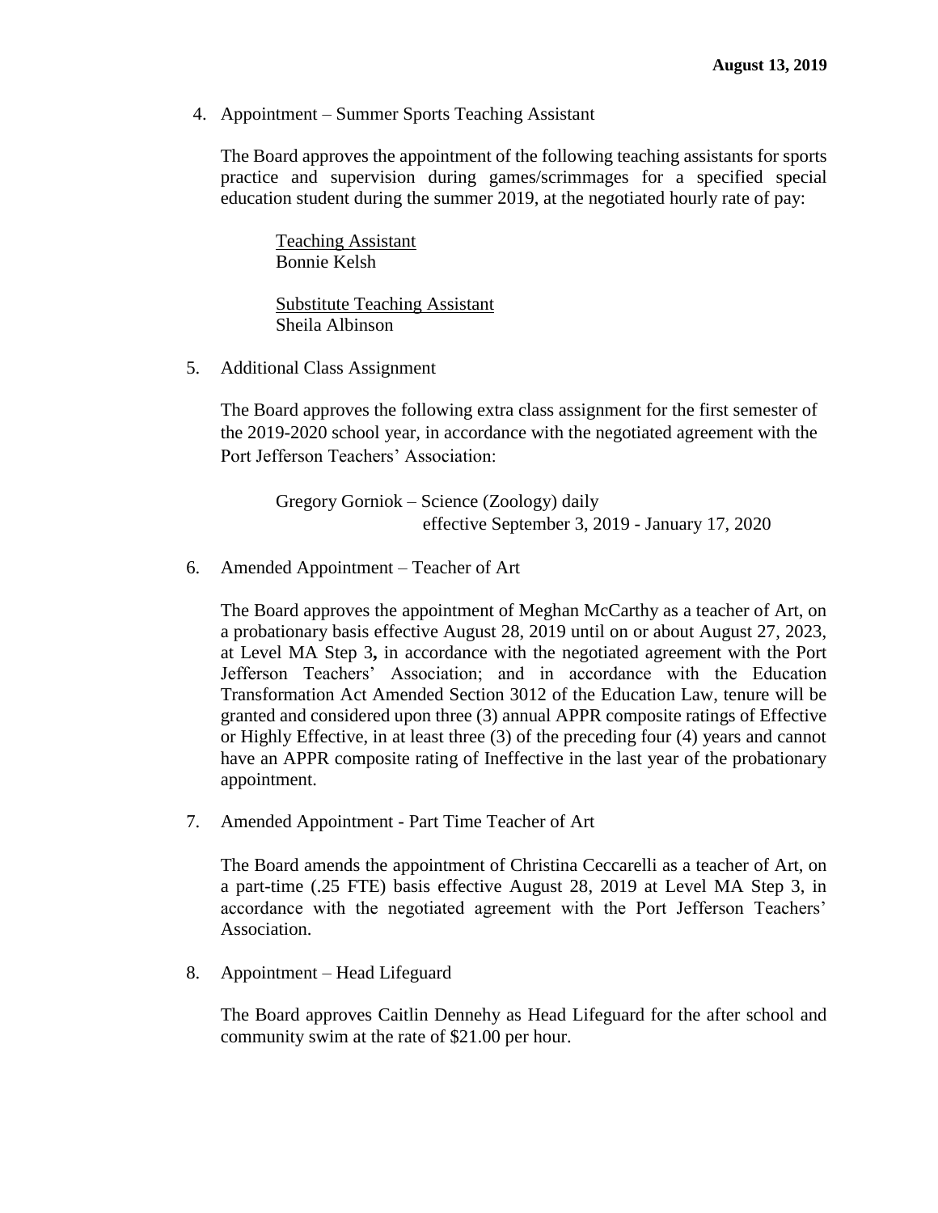**August 13, 2019**

4. Appointment – Summer Sports Teaching Assistant

   The Board approves the appointment of the following teaching assistants for sports practice and supervision during games/scrimmages for a specified special education student during the summer 2019, at the negotiated hourly rate of pay:

   Teaching Assistant
   Bonnie Kelsh

   Substitute Teaching Assistant
   Sheila Albinson

5. Additional Class Assignment

   The Board approves the following extra class assignment for the first semester of the 2019-2020 school year, in accordance with the negotiated agreement with the Port Jefferson Teachers' Association:

   Gregory Gorniok – Science (Zoology) daily
   effective September 3, 2019 - January 17, 2020

6. Amended Appointment – Teacher of Art

   The Board approves the appointment of Meghan McCarthy as a teacher of Art, on a probationary basis effective August 28, 2019 until on or about August 27, 2023, at Level MA Step 3**,** in accordance with the negotiated agreement with the Port Jefferson Teachers' Association; and in accordance with the Education Transformation Act Amended Section 3012 of the Education Law, tenure will be granted and considered upon three (3) annual APPR composite ratings of Effective or Highly Effective, in at least three (3) of the preceding four (4) years and cannot have an APPR composite rating of Ineffective in the last year of the probationary appointment.

7. Amended Appointment - Part Time Teacher of Art

   The Board amends the appointment of Christina Ceccarelli as a teacher of Art, on a part-time (.25 FTE) basis effective August 28, 2019 at Level MA Step 3, in accordance with the negotiated agreement with the Port Jefferson Teachers' Association.

8. Appointment – Head Lifeguard

   The Board approves Caitlin Dennehy as Head Lifeguard for the after school and community swim at the rate of $21.00 per hour.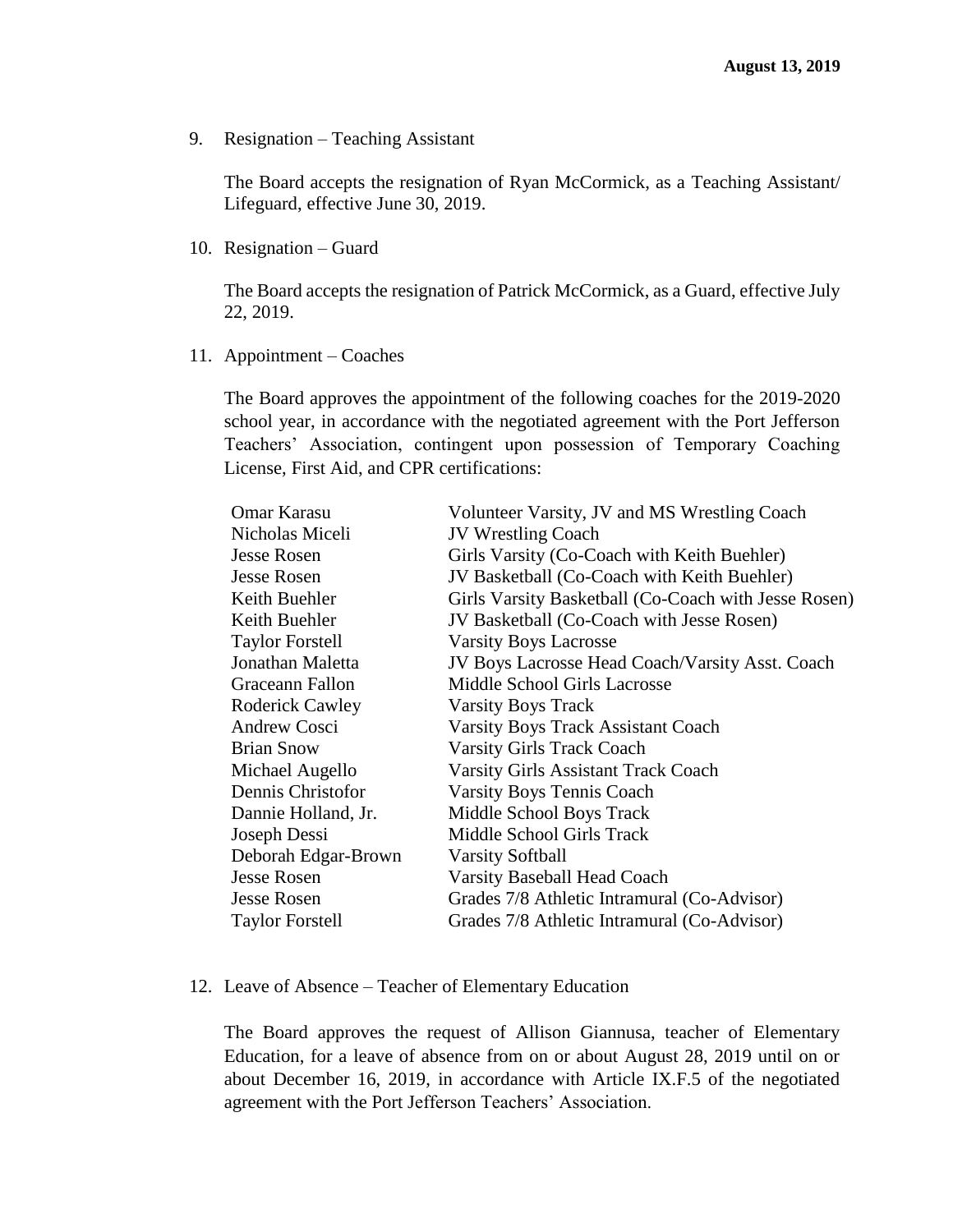9. Resignation – Teaching Assistant

   The Board accepts the resignation of Ryan McCormick, as a Teaching Assistant/ Lifeguard, effective June 30, 2019.

10. Resignation – Guard

    The Board accepts the resignation of Patrick McCormick, as a Guard, effective July 22, 2019.

11. Appointment – Coaches

    The Board approves the appointment of the following coaches for the 2019-2020 school year, in accordance with the negotiated agreement with the Port Jefferson Teachers' Association, contingent upon possession of Temporary Coaching License, First Aid, and CPR certifications:

| | |
|---|---|
| Omar Karasu | Volunteer Varsity, JV and MS Wrestling Coach |
| Nicholas Miceli | JV Wrestling Coach |
| Jesse Rosen | Girls Varsity (Co-Coach with Keith Buehler) |
| Jesse Rosen | JV Basketball (Co-Coach with Keith Buehler) |
| Keith Buehler | Girls Varsity Basketball (Co-Coach with Jesse Rosen) |
| Keith Buehler | JV Basketball (Co-Coach with Jesse Rosen) |
| Taylor Forstell | Varsity Boys Lacrosse |
| Jonathan Maletta | JV Boys Lacrosse Head Coach/Varsity Asst. Coach |
| Graceann Fallon | Middle School Girls Lacrosse |
| Roderick Cawley | Varsity Boys Track |
| Andrew Cosci | Varsity Boys Track Assistant Coach |
| Brian Snow | Varsity Girls Track Coach |
| Michael Augello | Varsity Girls Assistant Track Coach |
| Dennis Christofor | Varsity Boys Tennis Coach |
| Dannie Holland, Jr. | Middle School Boys Track |
| Joseph Dessi | Middle School Girls Track |
| Deborah Edgar-Brown | Varsity Softball |
| Jesse Rosen | Varsity Baseball Head Coach |
| Jesse Rosen | Grades 7/8 Athletic Intramural (Co-Advisor) |
| Taylor Forstell | Grades 7/8 Athletic Intramural (Co-Advisor) |

12. Leave of Absence – Teacher of Elementary Education

    The Board approves the request of Allison Giannusa, teacher of Elementary Education, for a leave of absence from on or about August 28, 2019 until on or about December 16, 2019, in accordance with Article IX.F.5 of the negotiated agreement with the Port Jefferson Teachers' Association.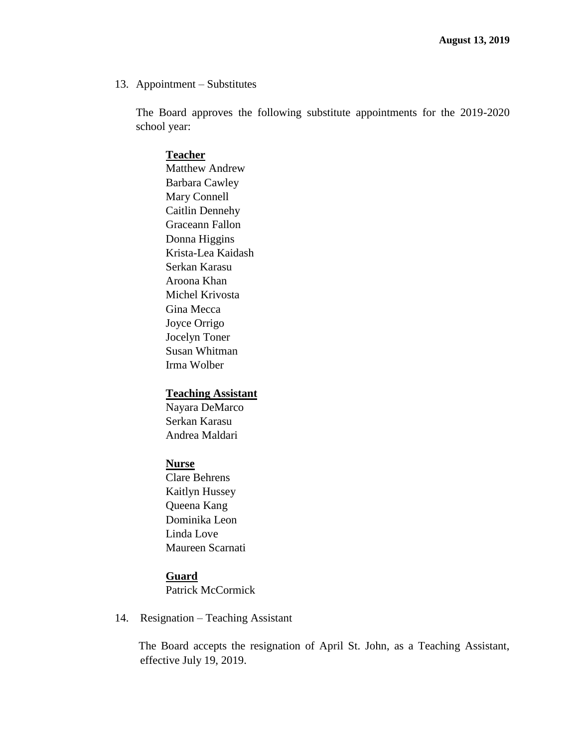13. Appointment – Substitutes

    The Board approves the following substitute appointments for the 2019-2020 school year:

    **Teacher**
    Matthew Andrew
    Barbara Cawley
    Mary Connell
    Caitlin Dennehy
    Graceann Fallon
    Donna Higgins
    Krista-Lea Kaidash
    Serkan Karasu
    Aroona Khan
    Michel Krivosta
    Gina Mecca
    Joyce Orrigo
    Jocelyn Toner
    Susan Whitman
    Irma Wolber

    **Teaching Assistant**
    Nayara DeMarco
    Serkan Karasu
    Andrea Maldari

    **Nurse**
    Clare Behrens
    Kaitlyn Hussey
    Queena Kang
    Dominika Leon
    Linda Love
    Maureen Scarnati

    **Guard**
    Patrick McCormick

14. Resignation – Teaching Assistant

    The Board accepts the resignation of April St. John, as a Teaching Assistant, effective July 19, 2019.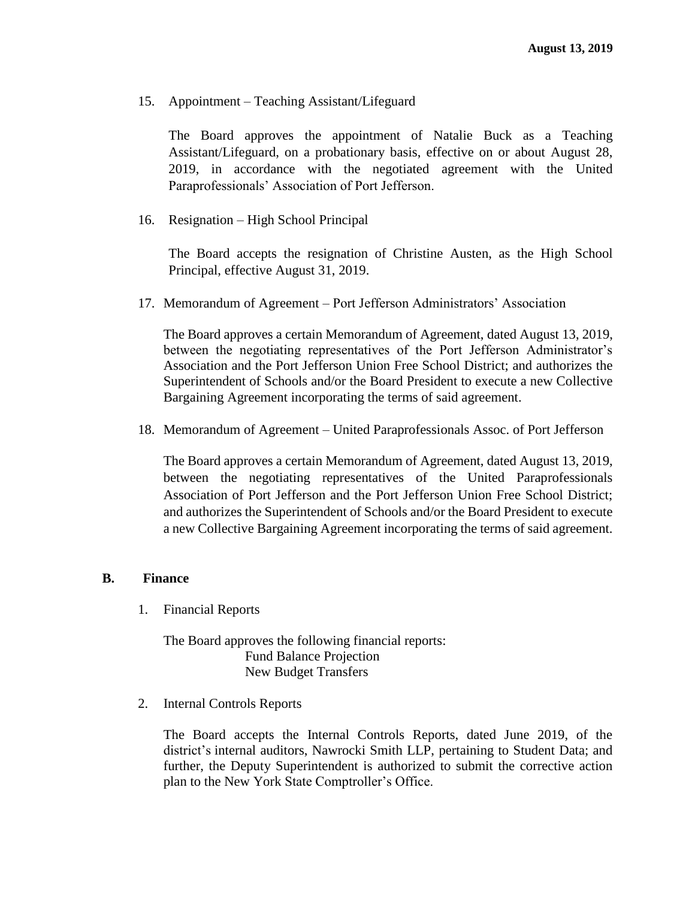15. Appointment – Teaching Assistant/Lifeguard

    The Board approves the appointment of Natalie Buck as a Teaching Assistant/Lifeguard, on a probationary basis, effective on or about August 28, 2019, in accordance with the negotiated agreement with the United Paraprofessionals' Association of Port Jefferson.

16. Resignation – High School Principal

    The Board accepts the resignation of Christine Austen, as the High School Principal, effective August 31, 2019.

17. Memorandum of Agreement – Port Jefferson Administrators' Association

    The Board approves a certain Memorandum of Agreement, dated August 13, 2019, between the negotiating representatives of the Port Jefferson Administrator's Association and the Port Jefferson Union Free School District; and authorizes the Superintendent of Schools and/or the Board President to execute a new Collective Bargaining Agreement incorporating the terms of said agreement.

18. Memorandum of Agreement – United Paraprofessionals Assoc. of Port Jefferson

    The Board approves a certain Memorandum of Agreement, dated August 13, 2019, between the negotiating representatives of the United Paraprofessionals Association of Port Jefferson and the Port Jefferson Union Free School District; and authorizes the Superintendent of Schools and/or the Board President to execute a new Collective Bargaining Agreement incorporating the terms of said agreement.

## B. Finance

1. Financial Reports

   The Board approves the following financial reports:
   - Fund Balance Projection
   - New Budget Transfers

2. Internal Controls Reports

   The Board accepts the Internal Controls Reports, dated June 2019, of the district's internal auditors, Nawrocki Smith LLP, pertaining to Student Data; and further, the Deputy Superintendent is authorized to submit the corrective action plan to the New York State Comptroller's Office.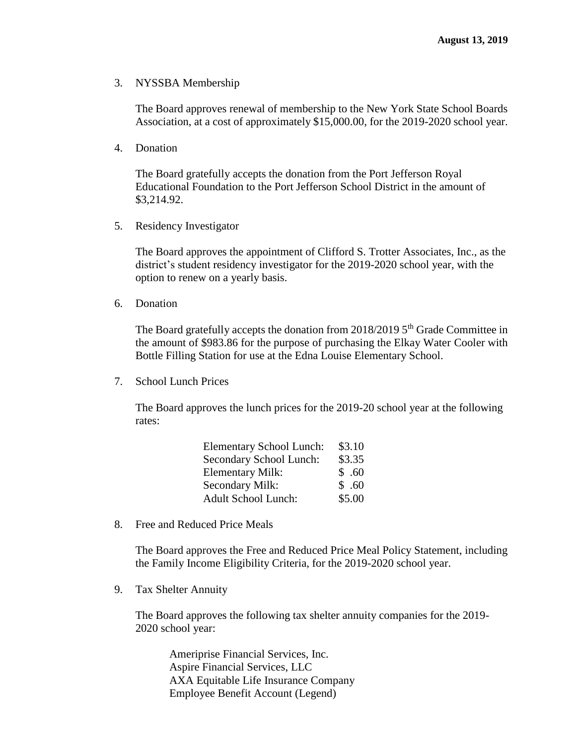**August 13, 2019**

3. NYSSBA Membership

   The Board approves renewal of membership to the New York State School Boards Association, at a cost of approximately $15,000.00, for the 2019-2020 school year.

4. Donation

   The Board gratefully accepts the donation from the Port Jefferson Royal Educational Foundation to the Port Jefferson School District in the amount of $3,214.92.

5. Residency Investigator

   The Board approves the appointment of Clifford S. Trotter Associates, Inc., as the district's student residency investigator for the 2019-2020 school year, with the option to renew on a yearly basis.

6. Donation

   The Board gratefully accepts the donation from 2018/2019 5th Grade Committee in the amount of $983.86 for the purpose of purchasing the Elkay Water Cooler with Bottle Filling Station for use at the Edna Louise Elementary School.

7. School Lunch Prices

   The Board approves the lunch prices for the 2019-20 school year at the following rates:

| | |
|---|---|
| Elementary School Lunch: | $3.10 |
| Secondary School Lunch: | $3.35 |
| Elementary Milk: | $ .60 |
| Secondary Milk: | $ .60 |
| Adult School Lunch: | $5.00 |

8. Free and Reduced Price Meals

   The Board approves the Free and Reduced Price Meal Policy Statement, including the Family Income Eligibility Criteria, for the 2019-2020 school year.

9. Tax Shelter Annuity

   The Board approves the following tax shelter annuity companies for the 2019-2020 school year:

   Ameriprise Financial Services, Inc.
   Aspire Financial Services, LLC
   AXA Equitable Life Insurance Company
   Employee Benefit Account (Legend)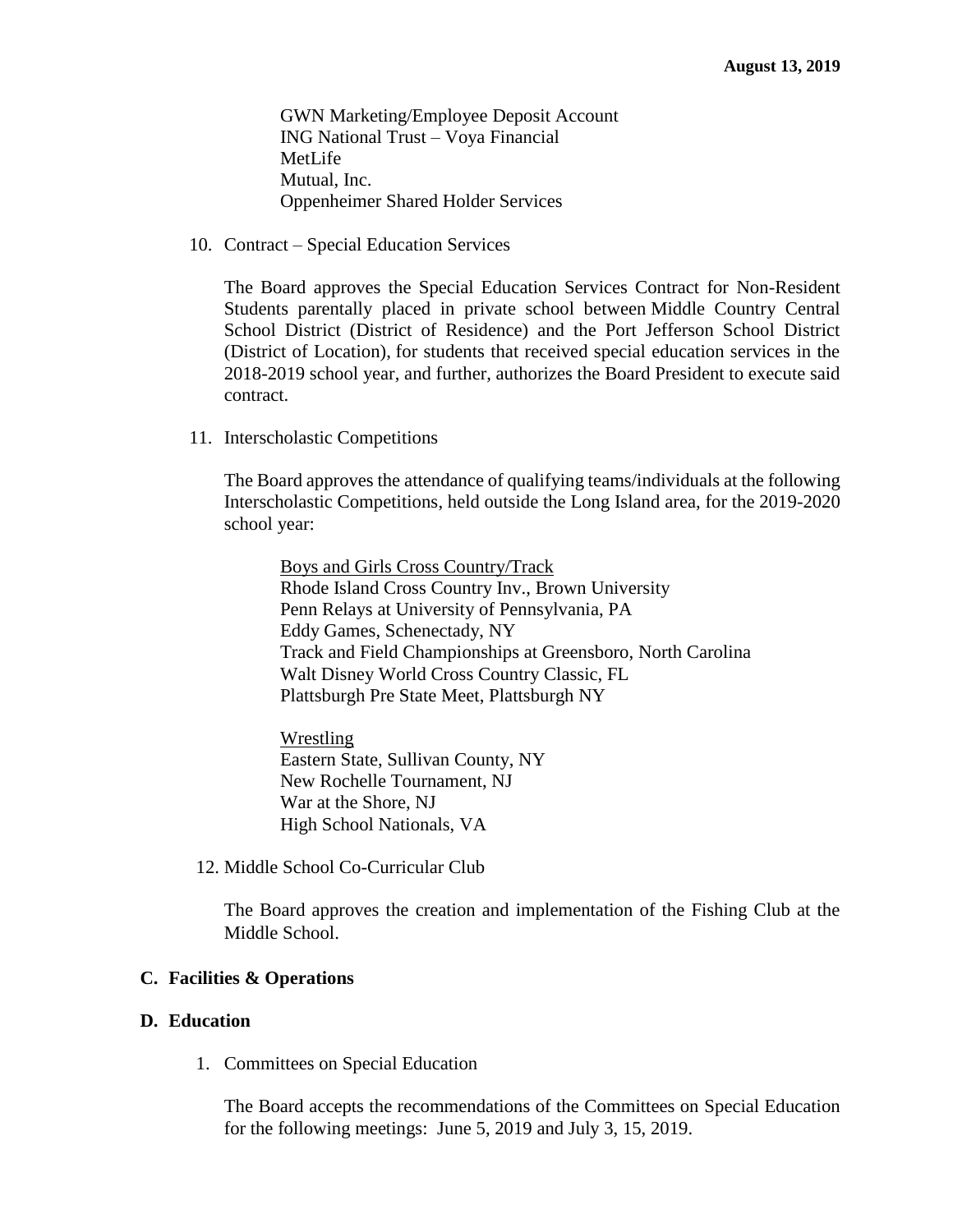GWN Marketing/Employee Deposit Account
ING National Trust – Voya Financial
MetLife
Mutual, Inc.
Oppenheimer Shared Holder Services

10. Contract – Special Education Services

    The Board approves the Special Education Services Contract for Non-Resident Students parentally placed in private school between Middle Country Central School District (District of Residence) and the Port Jefferson School District (District of Location), for students that received special education services in the 2018-2019 school year, and further, authorizes the Board President to execute said contract.

11. Interscholastic Competitions

    The Board approves the attendance of qualifying teams/individuals at the following Interscholastic Competitions, held outside the Long Island area, for the 2019-2020 school year:

    Boys and Girls Cross Country/Track
    Rhode Island Cross Country Inv., Brown University
    Penn Relays at University of Pennsylvania, PA
    Eddy Games, Schenectady, NY
    Track and Field Championships at Greensboro, North Carolina
    Walt Disney World Cross Country Classic, FL
    Plattsburgh Pre State Meet, Plattsburgh NY

    Wrestling
    Eastern State, Sullivan County, NY
    New Rochelle Tournament, NJ
    War at the Shore, NJ
    High School Nationals, VA

12. Middle School Co-Curricular Club

    The Board approves the creation and implementation of the Fishing Club at the Middle School.

**C. Facilities & Operations**

**D. Education**

1. Committees on Special Education

   The Board accepts the recommendations of the Committees on Special Education for the following meetings: June 5, 2019 and July 3, 15, 2019.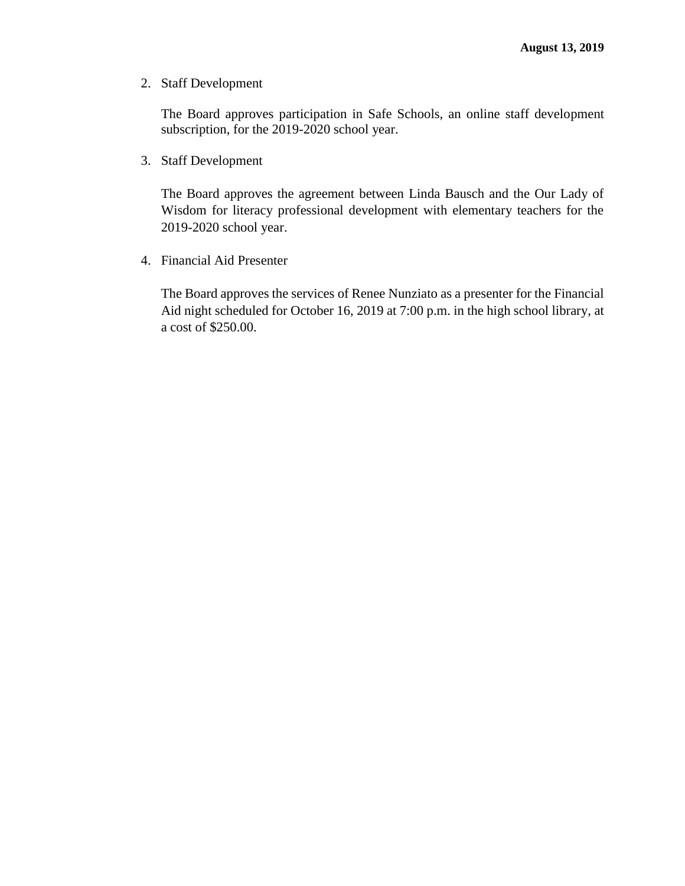**August 13, 2019**

2. Staff Development

   The Board approves participation in Safe Schools, an online staff development subscription, for the 2019-2020 school year.

3. Staff Development

   The Board approves the agreement between Linda Bausch and the Our Lady of Wisdom for literacy professional development with elementary teachers for the 2019-2020 school year.

4. Financial Aid Presenter

   The Board approves the services of Renee Nunziato as a presenter for the Financial Aid night scheduled for October 16, 2019 at 7:00 p.m. in the high school library, at a cost of $250.00.